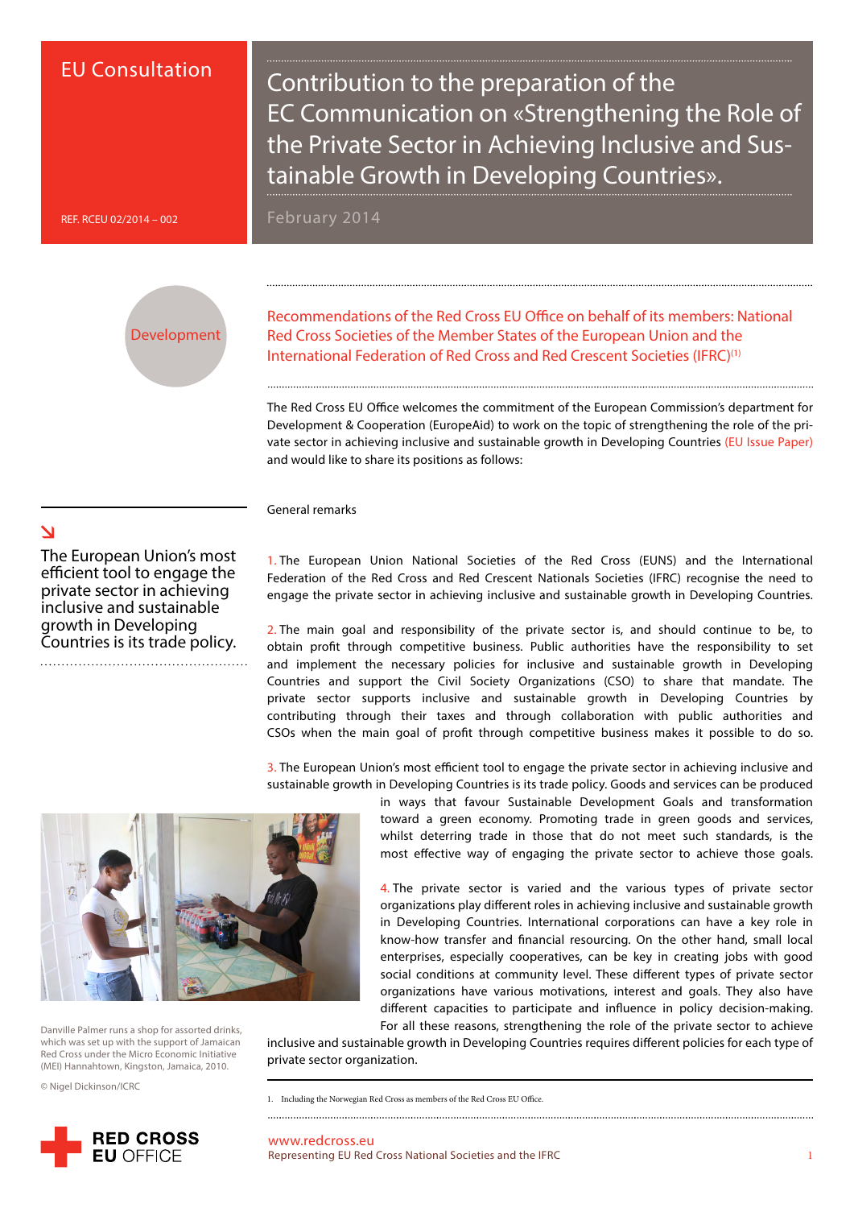EU Consultation

REF. RCEU 02/2014 – 002

# Contribution to the preparation of the EC Communication on «Strengthening the Role of the Private Sector in Achieving Inclusive and Sustainable Growth in Developing Countries».

February 2014

Development

## Recommendations of the Red Cross EU Office on behalf of its members: National Red Cross Societies of the Member States of the European Union and the International Federation of Red Cross and Red Crescent Societies (IFRC)[1]

The Red Cross EU Office welcomes the commitment of the European Commission's department for Development & Cooperation (EuropeAid) to work on the topic of strengthening the role of the private sector in achieving inclusive and sustainable growth in Developing Countries (EU Issue Paper) and would like to share its positions as follows:

### General remarks

1. The European Union National Societies of the Red Cross (EUNS) and the International Federation of the Red Cross and Red Crescent Nationals Societies (IFRC) recognise the need to engage the private sector in achieving inclusive and sustainable growth in Developing Countries.

2. The main goal and responsibility of the private sector is, and should continue to be, to obtain profit through competitive business. Public authorities have the responsibility to set and implement the necessary policies for inclusive and sustainable growth in Developing Countries and support the Civil Society Organizations (CSO) to share that mandate. The private sector supports inclusive and sustainable growth in Developing Countries by contributing through their taxes and through collaboration with public authorities and CSOs when the main goal of profit through competitive business makes it possible to do so.

> The European Union's most efficient tool to engage the private sector in achieving inclusive and sustainable growth in Developing Countries is its trade policy.

3. The European Union's most efficient tool to engage the private sector in achieving inclusive and sustainable growth in Developing Countries is its trade policy. Goods and services can be produced in ways that favour Sustainable Development Goals and transformation toward a green economy. Promoting trade in green goods and services, whilst deterring trade in those that do not meet such standards, is the most effective way of engaging the private sector to achieve those goals.

4. The private sector is varied and the various types of private sector organizations play different roles in achieving inclusive and sustainable growth in Developing Countries. International corporations can have a key role in know-how transfer and financial resourcing. On the other hand, small local enterprises, especially cooperatives, can be key in creating jobs with good social conditions at community level. These different types of private sector organizations have various motivations, interest and goals. They also have different capacities to participate and influence in policy decision-making. For all these reasons, strengthening the role of the private sector to achieve inclusive and sustainable growth in Developing Countries requires different policies for each type of private sector organization.

Danville Palmer runs a shop for assorted drinks, which was set up with the support of Jamaican Red Cross under the Micro Economic Initiative (MEI) Hannahtown, Kingston, Jamaica, 2010.

© Nigel Dickinson/ICRC

1. Including the Norwegian Red Cross as members of the Red Cross EU Office.

RED CROSS EU OFFICE

www.redcross.eu
Representing EU Red Cross National Societies and the IFRC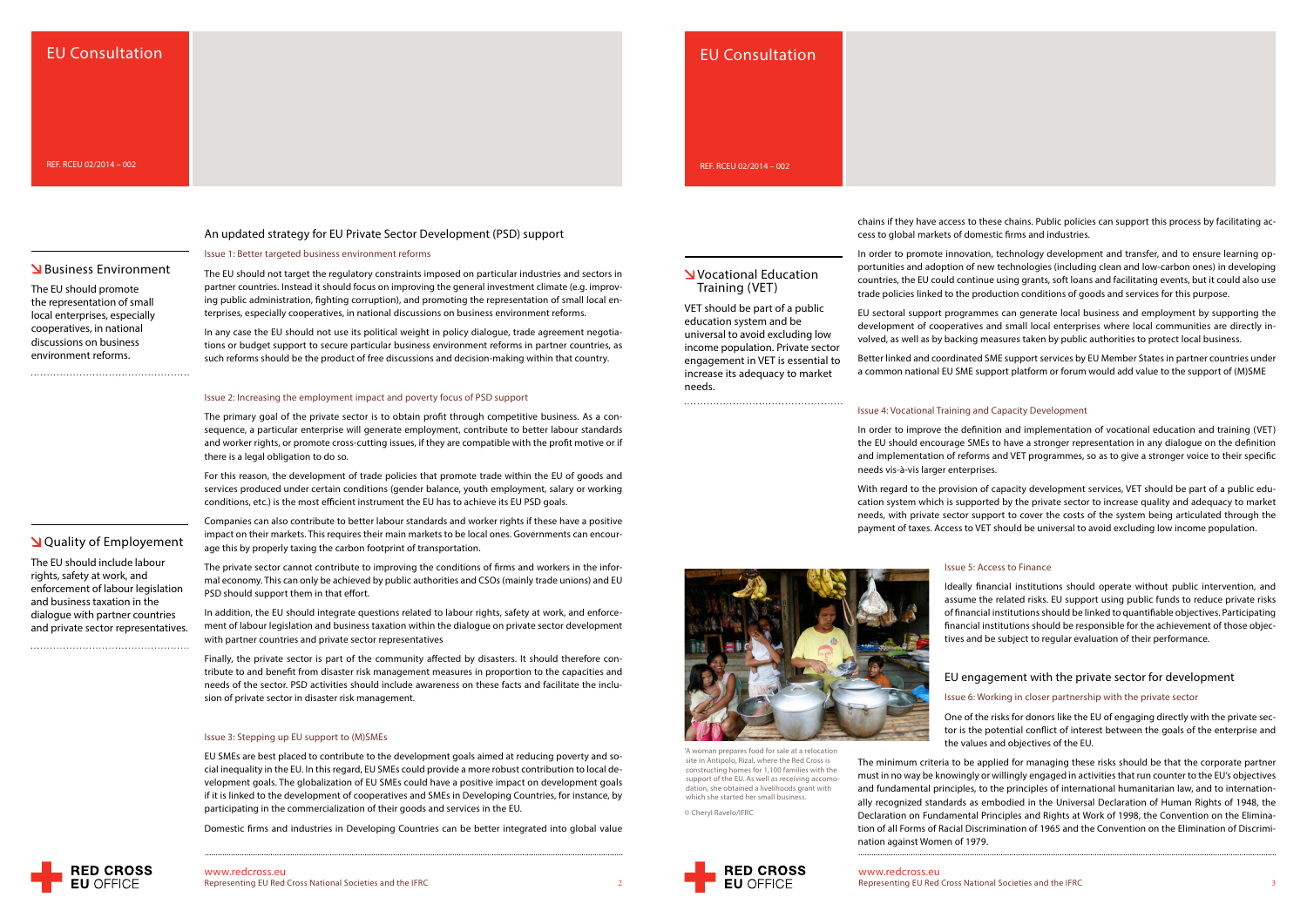## An updated strategy for EU Private Sector Development (PSD) support

### ↘ Business Environment

The EU should promote the representation of small local enterprises, especially cooperatives, in national discussions on business environment reforms.

### Issue 1: Better targeted business environment reforms

The EU should not target the regulatory constraints imposed on particular industries and sectors in partner countries. Instead it should focus on improving the general investment climate (e.g. improving public administration, fighting corruption), and promoting the representation of small local enterprises, especially cooperatives, in national discussions on business environment reforms.

In any case the EU should not use its political weight in policy dialogue, trade agreement negotiations or budget support to secure particular business environment reforms in partner countries, as such reforms should be the product of free discussions and decision-making within that country.

### Issue 2: Increasing the employment impact and poverty focus of PSD support

The primary goal of the private sector is to obtain profit through competitive business. As a consequence, a particular enterprise will generate employment, contribute to better labour standards and worker rights, or promote cross-cutting issues, if they are compatible with the profit motive or if there is a legal obligation to do so.

For this reason, the development of trade policies that promote trade within the EU of goods and services produced under certain conditions (gender balance, youth employment, salary or working conditions, etc.) is the most efficient instrument the EU has to achieve its EU PSD goals.

### ↘ Quality of Employement

The EU should include labour rights, safety at work, and enforcement of labour legislation and business taxation in the dialogue with partner countries and private sector representatives.

Companies can also contribute to better labour standards and worker rights if these have a positive impact on their markets. This requires their main markets to be local ones. Governments can encourage this by properly taxing the carbon footprint of transportation.

The private sector cannot contribute to improving the conditions of firms and workers in the informal economy. This can only be achieved by public authorities and CSOs (mainly trade unions) and EU PSD should support them in that effort.

In addition, the EU should integrate questions related to labour rights, safety at work, and enforcement of labour legislation and business taxation within the dialogue on private sector development with partner countries and private sector representatives

Finally, the private sector is part of the community affected by disasters. It should therefore contribute to and benefit from disaster risk management measures in proportion to the capacities and needs of the sector. PSD activities should include awareness on these facts and facilitate the inclusion of private sector in disaster risk management.

### Issue 3: Stepping up EU support to (M)SMEs

EU SMEs are best placed to contribute to the development goals aimed at reducing poverty and social inequality in the EU. In this regard, EU SMEs could provide a more robust contribution to local development goals. The globalization of EU SMEs could have a positive impact on development goals if it is linked to the development of cooperatives and SMEs in Developing Countries, for instance, by participating in the commercialization of their goods and services in the EU.

Domestic firms and industries in Developing Countries can be better integrated into global value chains if they have access to these chains. Public policies can support this process by facilitating access to global markets of domestic firms and industries.

In order to promote innovation, technology development and transfer, and to ensure learning opportunities and adoption of new technologies (including clean and low-carbon ones) in developing countries, the EU could continue using grants, soft loans and facilitating events, but it could also use trade policies linked to the production conditions of goods and services for this purpose.

EU sectoral support programmes can generate local business and employment by supporting the development of cooperatives and small local enterprises where local communities are directly involved, as well as by backing measures taken by public authorities to protect local business.

Better linked and coordinated SME support services by EU Member States in partner countries under a common national EU SME support platform or forum would add value to the support of (M)SME

### ↘ Vocational Education Training (VET)

VET should be part of a public education system and be universal to avoid excluding low income population. Private sector engagement in VET is essential to increase its adequacy to market needs.

### Issue 4: Vocational Training and Capacity Development

In order to improve the definition and implementation of vocational education and training (VET) the EU should encourage SMEs to have a stronger representation in any dialogue on the definition and implementation of reforms and VET programmes, so as to give a stronger voice to their specific needs vis-à-vis larger enterprises.

With regard to the provision of capacity development services, VET should be part of a public education system which is supported by the private sector to increase quality and adequacy to market needs, with private sector support to cover the costs of the system being articulated through the payment of taxes. Access to VET should be universal to avoid excluding low income population.

'A woman prepares food for sale at a relocation site in Antipolo, Rizal, where the Red Cross is constructing homes for 1,100 families with the support of the EU. As well as receiving accomodation, she obtained a livelihoods grant with which she started her small business.

© Cheryl Ravelo/IFRC

### Issue 5: Access to Finance

Ideally financial institutions should operate without public intervention, and assume the related risks. EU support using public funds to reduce private risks of financial institutions should be linked to quantifiable objectives. Participating financial institutions should be responsible for the achievement of those objectives and be subject to regular evaluation of their performance.

## EU engagement with the private sector for development

### Issue 6: Working in closer partnership with the private sector

One of the risks for donors like the EU of engaging directly with the private sector is the potential conflict of interest between the goals of the enterprise and the values and objectives of the EU.

The minimum criteria to be applied for managing these risks should be that the corporate partner must in no way be knowingly or willingly engaged in activities that run counter to the EU's objectives and fundamental principles, to the principles of international humanitarian law, and to internationally recognized standards as embodied in the Universal Declaration of Human Rights of 1948, the Declaration on Fundamental Principles and Rights at Work of 1998, the Convention on the Elimination of all Forms of Racial Discrimination of 1965 and the Convention on the Elimination of Discrimination against Women of 1979.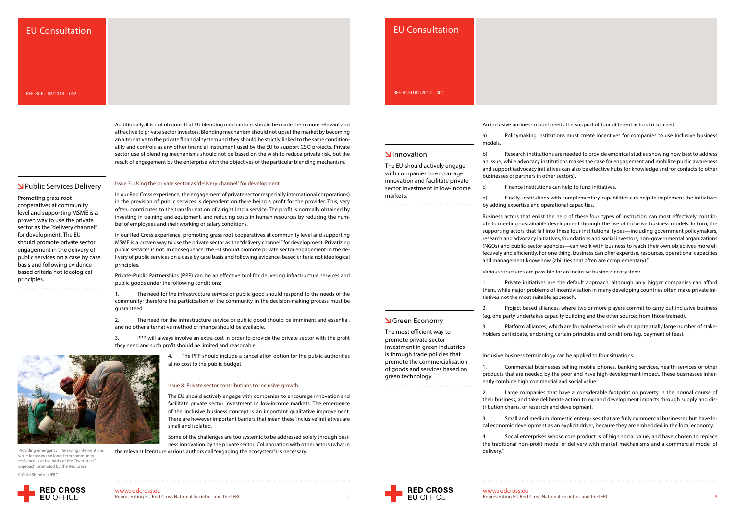Additionally, it is not obvious that EU blending mechanisms should be made them more relevant and attractive to private sector investors. Blending mechanism should not upset the market by becoming an alternative to the private financial system and they should be strictly linked to the same conditionality and controls as any other financial instrument used by the EU to support CSO projects. Private sector use of blending mechanisms should not be based on the wish to reduce private risk, but the result of engagement by the enterprise with the objectives of the particular blending mechanism.

### Public Services Delivery

Promoting grass root cooperatives at community level and supporting MSME is a proven way to use the private sector as the "delivery channel" for development. The EU should promote private sector engagement in the delivery of public services on a case by case basis and following evidence-based criteria not ideological principles.

#### Issue 7: Using the private sector as "delivery channel" for development

In our Red Cross experience, the engagement of private sector (especially international corporations) in the provision of public services is dependent on there being a profit for the provider. This, very often, contributes to the transformation of a right into a service. The profit is normally obtained by investing in training and equipment, and reducing costs in human resources by reducing the number of employees and their working or salary conditions.

In our Red Cross experience, promoting grass root cooperatives at community level and supporting MSME is a proven way to use the private sector as the "delivery channel" for development. Privatizing public services is not. In consequence, the EU should promote private sector engagement in the delivery of public services on a case by case basis and following evidence-based criteria not ideological principles.

Private-Public Partnerships (PPP) can be an effective tool for delivering infrastructure services and public goods under the following conditions:

1. The need for the infrastructure service or public good should respond to the needs of the community; therefore the participation of the community in the decision-making process must be guaranteed.

2. The need for the infrastructure service or public good should be imminent and essential, and no other alternative method of finance should be available.

3. PPP will always involve an extra cost in order to provide the private sector with the profit they need and such profit should be limited and reasonable.

4. The PPP should include a cancellation option for the public authorities at no cost to the public budget.

'Providing emergency, life-saving interventions while focussing on long-term community resilience is at the basis of the "twin-track" approach promoted by the Red Cross.

© Yoshi Shimizu / IFRC

#### Issue 8: Private sector contributions to inclusive growth:

The EU should actively engage with companies to encourage innovation and facilitate private sector investment in low-income markets. The emergence of the inclusive business concept is an important qualitative improvement. There are however important barriers that mean these 'inclusive' initiatives are small and isolated.

Some of the challenges are too systemic to be addressed solely through business innovation by the private sector. Collaboration with other actors (what in the relevant literature various authors call "engaging the ecosystem") is necessary.

### Innovation

The EU should actively engage with companies to encourage innovation and facilitate private sector investment in low-income markets.

An inclusive business model needs the support of four different actors to succeed:

a) Policymaking institutions must create incentives for companies to use inclusive business models.

b) Research institutions are needed to provide empirical studies showing how best to address an issue, while advocacy institutions makes the case for engagement and mobilize public awareness and support (advocacy initiatives can also be effective hubs for knowledge and for contacts to other businesses or partners in other sectors).

c) Finance institutions can help to fund initiatives.

d) Finally, institutions with complementary capabilities can help to implement the initiatives by adding expertise and operational capacities.

Business actors that enlist the help of these four types of institution can most effectively contribute to meeting sustainable development through the use of inclusive business models. In turn, the supporting actors that fall into these four institutional types—including government policymakers, research and advocacy initiatives, foundations and social investors, non-governmental organizations (NGOs) and public-sector agencies—can work with business to reach their own objectives more effectively and efficiently. For one thing, business can offer expertise, resources, operational capacities and management know-how (abilities that often are complementary)."

Various structures are possible for an inclusive business ecosystem:

1. Private initiatives are the default approach, although only bigger companies can afford them, while major problems of incentivisation in many developing countries often make private initiatives not the most suitable approach.

2. Project based alliances, where two or more players commit to carry out inclusive business (eg. one party undertakes capacity building and the other sources from those trained).

3. Platform alliances, which are formal networks in which a potentially large number of stakeholders participate, endorsing certain principles and conditions (eg. payment of fees).

### Green Economy

The most efficient way to promote private sector investment in green industries is through trade policies that promote the commercialisation of goods and services based on green technology.

Inclusive business terminology can be applied to four situations:

1. Commercial businesses selling mobile phones, banking services, health services or other products that are needed by the poor and have high development impact. These businesses inherently combine high commercial and social value

2. Large companies that have a considerable footprint on poverty in the normal course of their business, and take deliberate action to expand development impacts through supply and distribution chains, or research and development.

3. Small and medium domestic enterprises that are fully commercial businesses but have local economic development as an explicit driver, because they are embedded in the local economy.

4. Social enterprises whose core product is of high social value, and have chosen to replace the traditional non-profit model of delivery with market mechanisms and a commercial model of delivery."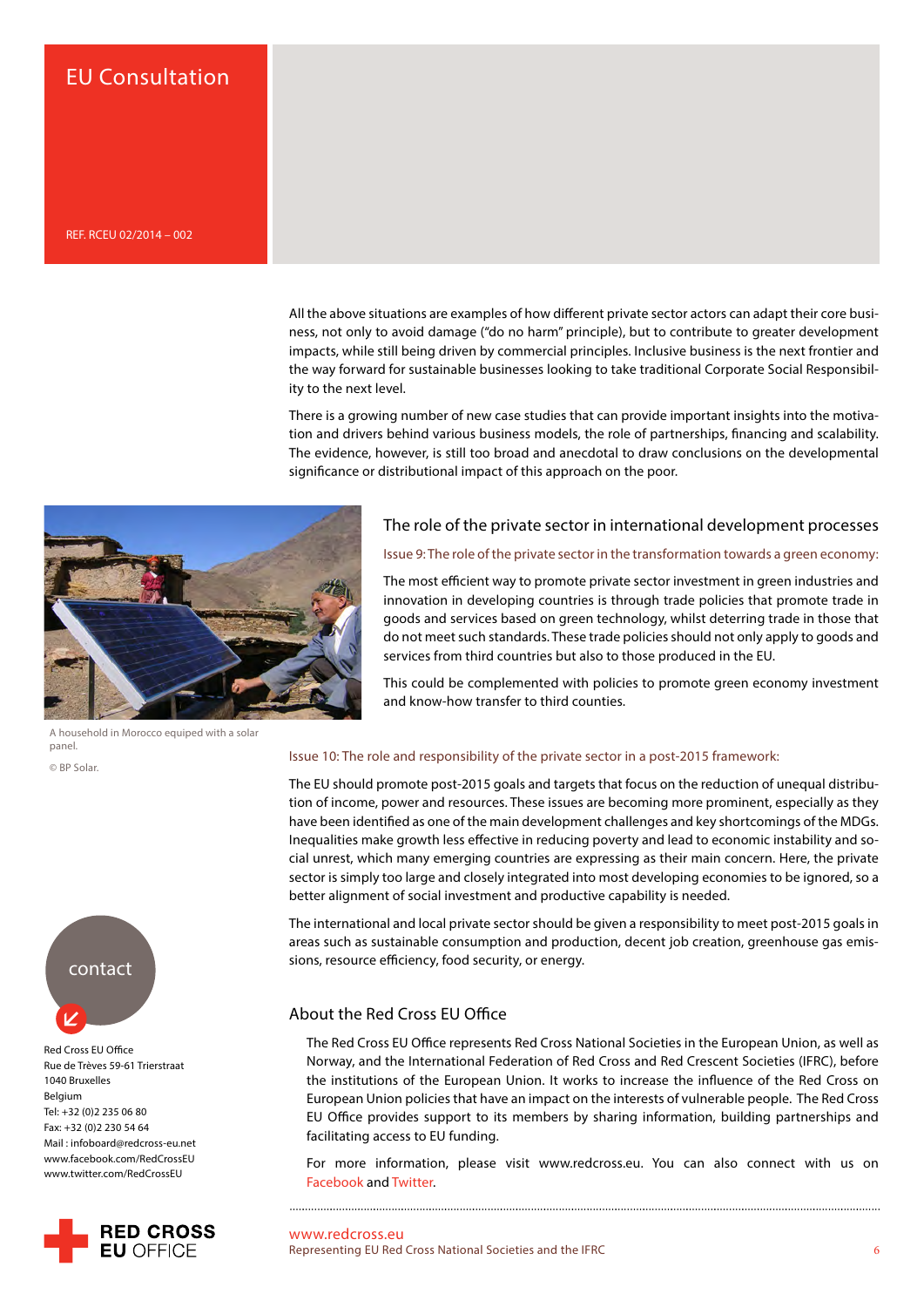# EU Consultation

REF. RCEU 02/2014 – 002

All the above situations are examples of how different private sector actors can adapt their core business, not only to avoid damage ("do no harm" principle), but to contribute to greater development impacts, while still being driven by commercial principles. Inclusive business is the next frontier and the way forward for sustainable businesses looking to take traditional Corporate Social Responsibility to the next level.

There is a growing number of new case studies that can provide important insights into the motivation and drivers behind various business models, the role of partnerships, financing and scalability. The evidence, however, is still too broad and anecdotal to draw conclusions on the developmental significance or distributional impact of this approach on the poor.

A household in Morocco equiped with a solar panel.

© BP Solar.

## The role of the private sector in international development processes

### Issue 9: The role of the private sector in the transformation towards a green economy:

The most efficient way to promote private sector investment in green industries and innovation in developing countries is through trade policies that promote trade in goods and services based on green technology, whilst deterring trade in those that do not meet such standards. These trade policies should not only apply to goods and services from third countries but also to those produced in the EU.

This could be complemented with policies to promote green economy investment and know-how transfer to third counties.

### Issue 10: The role and responsibility of the private sector in a post-2015 framework:

The EU should promote post-2015 goals and targets that focus on the reduction of unequal distribution of income, power and resources. These issues are becoming more prominent, especially as they have been identified as one of the main development challenges and key shortcomings of the MDGs. Inequalities make growth less effective in reducing poverty and lead to economic instability and social unrest, which many emerging countries are expressing as their main concern. Here, the private sector is simply too large and closely integrated into most developing economies to be ignored, so a better alignment of social investment and productive capability is needed.

The international and local private sector should be given a responsibility to meet post-2015 goals in areas such as sustainable consumption and production, decent job creation, greenhouse gas emissions, resource efficiency, food security, or energy.

## About the Red Cross EU Office

The Red Cross EU Office represents Red Cross National Societies in the European Union, as well as Norway, and the International Federation of Red Cross and Red Crescent Societies (IFRC), before the institutions of the European Union. It works to increase the influence of the Red Cross on European Union policies that have an impact on the interests of vulnerable people. The Red Cross EU Office provides support to its members by sharing information, building partnerships and facilitating access to EU funding.

For more information, please visit www.redcross.eu. You can also connect with us on Facebook and Twitter.

contact

Red Cross EU Office
Rue de Trèves 59-61 Trierstraat
1040 Bruxelles
Belgium
Tel: +32 (0)2 235 06 80
Fax: +32 (0)2 230 54 64
Mail : infoboard@redcross-eu.net
www.facebook.com/RedCrossEU
www.twitter.com/RedCrossEU

RED CROSS EU OFFICE

www.redcross.eu
Representing EU Red Cross National Societies and the IFRC